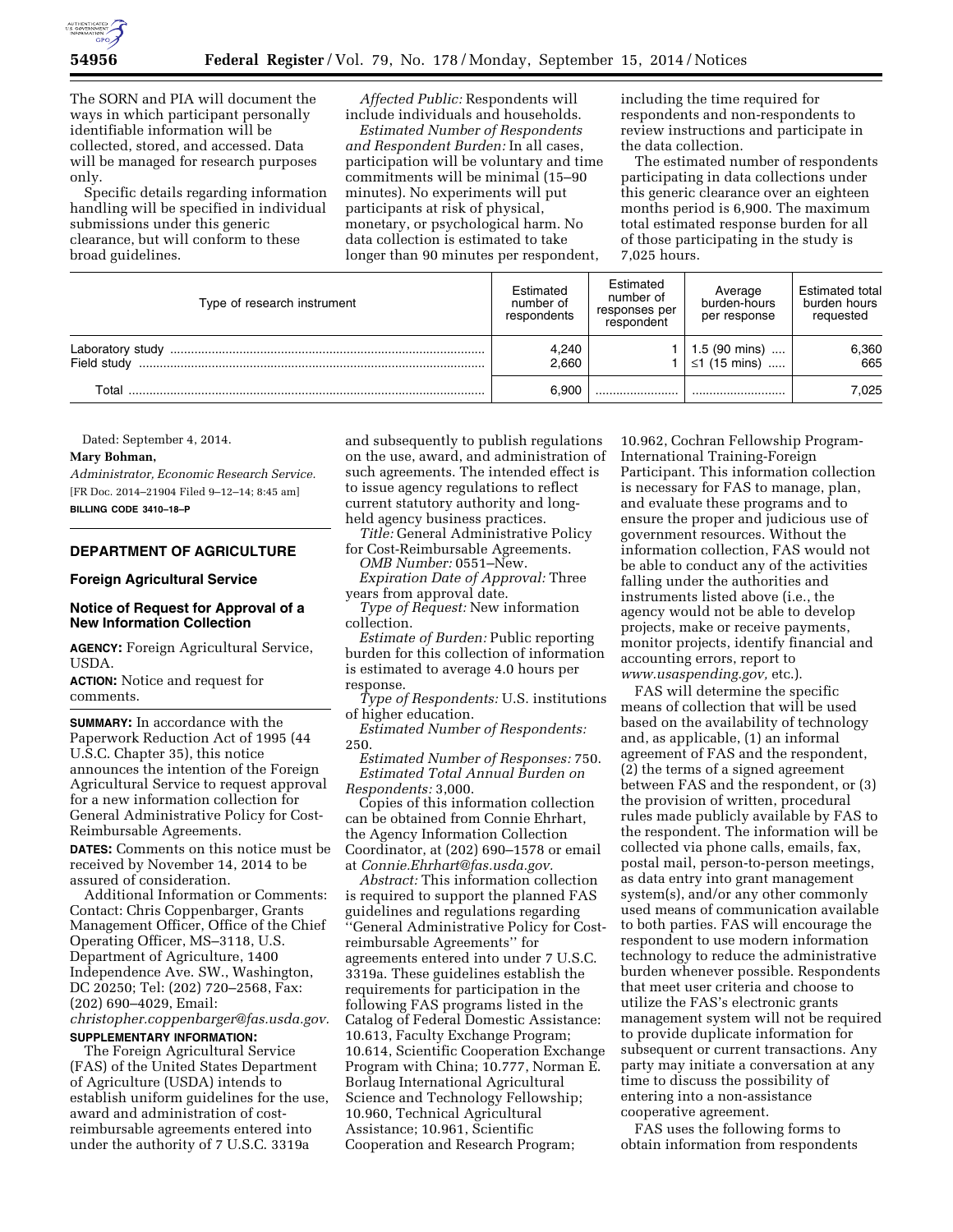The SORN and PIA will document the ways in which participant personally identifiable information will be collected, stored, and accessed. Data will be managed for research purposes only.

Specific details regarding information handling will be specified in individual submissions under this generic clearance, but will conform to these broad guidelines.

*Affected Public:* Respondents will include individuals and households.

*Estimated Number of Respondents and Respondent Burden:* In all cases, participation will be voluntary and time commitments will be minimal (15–90 minutes). No experiments will put participants at risk of physical, monetary, or psychological harm. No data collection is estimated to take longer than 90 minutes per respondent, including the time required for respondents and non-respondents to review instructions and participate in the data collection.

The estimated number of respondents participating in data collections under this generic clearance over an eighteen months period is 6,900. The maximum total estimated response burden for all of those participating in the study is 7,025 hours.

| Type of research instrument | Estimated number of respondents | Estimated number of responses per respondent | Average burden-hours per response | Estimated total burden hours requested |
|---|---|---|---|---|
| Laboratory study | 4,240 | 1 | 1.5 (90 mins) | 6,360 |
| Field study | 2,660 | 1 | ≤1 (15 mins) | 665 |
| Total | 6,900 | | | 7,025 |

Dated: September 4, 2014.

**Mary Bohman,**

*Administrator, Economic Research Service.*

[FR Doc. 2014–21904 Filed 9–12–14; 8:45 am]

**BILLING CODE 3410–18–P**

## DEPARTMENT OF AGRICULTURE

### Foreign Agricultural Service

### Notice of Request for Approval of a New Information Collection

**AGENCY:** Foreign Agricultural Service, USDA.

**ACTION:** Notice and request for comments.

**SUMMARY:** In accordance with the Paperwork Reduction Act of 1995 (44 U.S.C. Chapter 35), this notice announces the intention of the Foreign Agricultural Service to request approval for a new information collection for General Administrative Policy for Cost-Reimbursable Agreements.

**DATES:** Comments on this notice must be received by November 14, 2014 to be assured of consideration.

Additional Information or Comments: Contact: Chris Coppenbarger, Grants Management Officer, Office of the Chief Operating Officer, MS–3118, U.S. Department of Agriculture, 1400 Independence Ave. SW., Washington, DC 20250; Tel: (202) 720–2568, Fax: (202) 690–4029, Email: *christopher.coppenbarger@fas.usda.gov.*

**SUPPLEMENTARY INFORMATION:**

The Foreign Agricultural Service (FAS) of the United States Department of Agriculture (USDA) intends to establish uniform guidelines for the use, award and administration of cost-reimbursable agreements entered into under the authority of 7 U.S.C. 3319a and subsequently to publish regulations on the use, award, and administration of such agreements. The intended effect is to issue agency regulations to reflect current statutory authority and long-held agency business practices.

*Title:* General Administrative Policy for Cost-Reimbursable Agreements.

*OMB Number:* 0551–New.

*Expiration Date of Approval:* Three years from approval date.

*Type of Request:* New information collection.

*Estimate of Burden:* Public reporting burden for this collection of information is estimated to average 4.0 hours per response.

*Type of Respondents:* U.S. institutions of higher education.

*Estimated Number of Respondents:* 250.

*Estimated Number of Responses:* 750.

*Estimated Total Annual Burden on Respondents:* 3,000.

Copies of this information collection can be obtained from Connie Ehrhart, the Agency Information Collection Coordinator, at (202) 690–1578 or email at *Connie.Ehrhart@fas.usda.gov.*

*Abstract:* This information collection is required to support the planned FAS guidelines and regulations regarding ''General Administrative Policy for Cost-reimbursable Agreements'' for agreements entered into under 7 U.S.C. 3319a. These guidelines establish the requirements for participation in the following FAS programs listed in the Catalog of Federal Domestic Assistance: 10.613, Faculty Exchange Program; 10.614, Scientific Cooperation Exchange Program with China; 10.777, Norman E. Borlaug International Agricultural Science and Technology Fellowship; 10.960, Technical Agricultural Assistance; 10.961, Scientific Cooperation and Research Program; 10.962, Cochran Fellowship Program-International Training-Foreign Participant. This information collection is necessary for FAS to manage, plan, and evaluate these programs and to ensure the proper and judicious use of government resources. Without the information collection, FAS would not be able to conduct any of the activities falling under the authorities and instruments listed above (i.e., the agency would not be able to develop projects, make or receive payments, monitor projects, identify financial and accounting errors, report to *www.usaspending.gov,* etc.).

FAS will determine the specific means of collection that will be used based on the availability of technology and, as applicable, (1) an informal agreement of FAS and the respondent, (2) the terms of a signed agreement between FAS and the respondent, or (3) the provision of written, procedural rules made publicly available by FAS to the respondent. The information will be collected via phone calls, emails, fax, postal mail, person-to-person meetings, as data entry into grant management system(s), and/or any other commonly used means of communication available to both parties. FAS will encourage the respondent to use modern information technology to reduce the administrative burden whenever possible. Respondents that meet user criteria and choose to utilize the FAS's electronic grants management system will not be required to provide duplicate information for subsequent or current transactions. Any party may initiate a conversation at any time to discuss the possibility of entering into a non-assistance cooperative agreement.

FAS uses the following forms to obtain information from respondents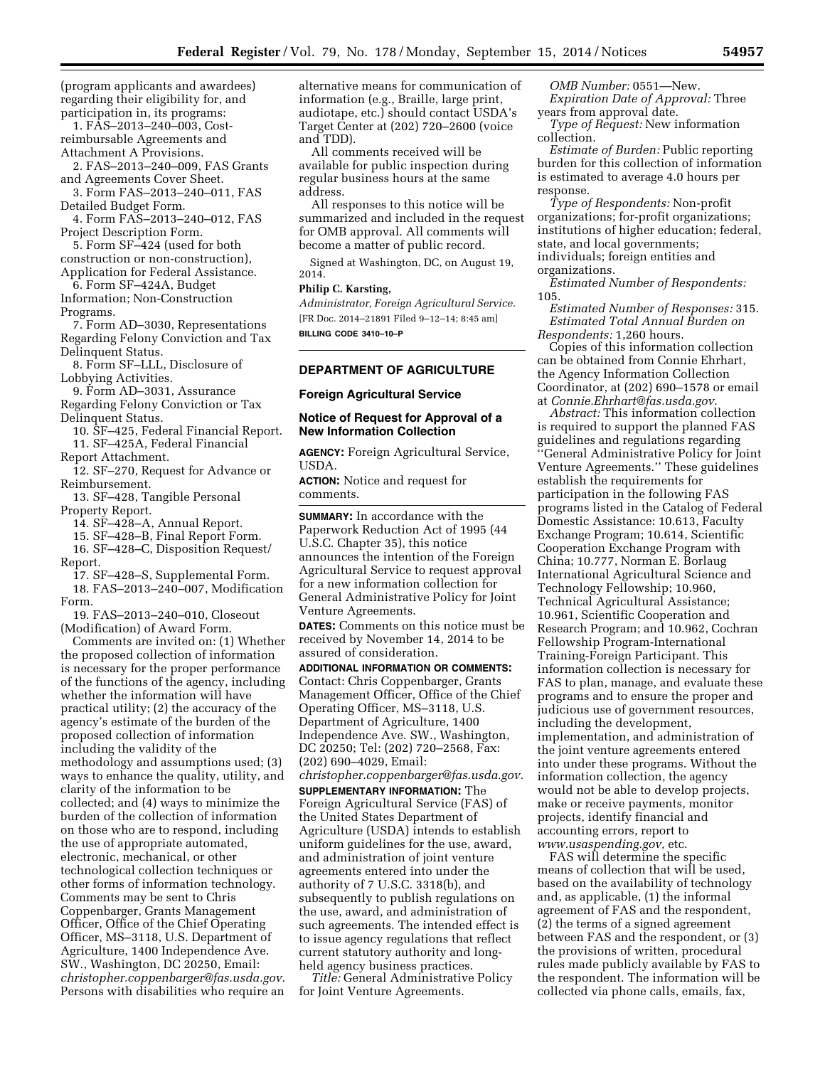(program applicants and awardees) regarding their eligibility for, and participation in, its programs:

1. FAS–2013–240–003, Cost-reimbursable Agreements and Attachment A Provisions.
2. FAS–2013–240–009, FAS Grants and Agreements Cover Sheet.
3. Form FAS–2013–240–011, FAS Detailed Budget Form.
4. Form FAS–2013–240–012, FAS Project Description Form.
5. Form SF–424 (used for both construction or non-construction), Application for Federal Assistance.
6. Form SF–424A, Budget Information; Non-Construction Programs.
7. Form AD–3030, Representations Regarding Felony Conviction and Tax Delinquent Status.
8. Form SF–LLL, Disclosure of Lobbying Activities.
9. Form AD–3031, Assurance Regarding Felony Conviction or Tax Delinquent Status.
10. SF–425, Federal Financial Report.
11. SF–425A, Federal Financial Report Attachment.
12. SF–270, Request for Advance or Reimbursement.
13. SF–428, Tangible Personal Property Report.
14. SF–428–A, Annual Report.
15. SF–428–B, Final Report Form.
16. SF–428–C, Disposition Request/Report.
17. SF–428–S, Supplemental Form.
18. FAS–2013–240–007, Modification Form.
19. FAS–2013–240–010, Closeout (Modification) of Award Form.

Comments are invited on: (1) Whether the proposed collection of information is necessary for the proper performance of the functions of the agency, including whether the information will have practical utility; (2) the accuracy of the agency's estimate of the burden of the proposed collection of information including the validity of the methodology and assumptions used; (3) ways to enhance the quality, utility, and clarity of the information to be collected; and (4) ways to minimize the burden of the collection of information on those who are to respond, including the use of appropriate automated, electronic, mechanical, or other technological collection techniques or other forms of information technology. Comments may be sent to Chris Coppenbarger, Grants Management Officer, Office of the Chief Operating Officer, MS–3118, U.S. Department of Agriculture, 1400 Independence Ave. SW., Washington, DC 20250, Email: *christopher.coppenbarger@fas.usda.gov.* Persons with disabilities who require an alternative means for communication of information (e.g., Braille, large print, audiotape, etc.) should contact USDA's Target Center at (202) 720–2600 (voice and TDD).

All comments received will be available for public inspection during regular business hours at the same address.

All responses to this notice will be summarized and included in the request for OMB approval. All comments will become a matter of public record.

Signed at Washington, DC, on August 19, 2014.

**Philip C. Karsting,**

*Administrator, Foreign Agricultural Service.*

[FR Doc. 2014–21891 Filed 9–12–14; 8:45 am]

**BILLING CODE 3410–10–P**

---

## DEPARTMENT OF AGRICULTURE

### Foreign Agricultural Service

### Notice of Request for Approval of a New Information Collection

**AGENCY:** Foreign Agricultural Service, USDA.

**ACTION:** Notice and request for comments.

**SUMMARY:** In accordance with the Paperwork Reduction Act of 1995 (44 U.S.C. Chapter 35), this notice announces the intention of the Foreign Agricultural Service to request approval for a new information collection for General Administrative Policy for Joint Venture Agreements.

**DATES:** Comments on this notice must be received by November 14, 2014 to be assured of consideration.

**ADDITIONAL INFORMATION OR COMMENTS:** Contact: Chris Coppenbarger, Grants Management Officer, Office of the Chief Operating Officer, MS–3118, U.S. Department of Agriculture, 1400 Independence Ave. SW., Washington, DC 20250; Tel: (202) 720–2568, Fax: (202) 690–4029, Email: *christopher.coppenbarger@fas.usda.gov.*

**SUPPLEMENTARY INFORMATION:** The Foreign Agricultural Service (FAS) of the United States Department of Agriculture (USDA) intends to establish uniform guidelines for the use, award, and administration of joint venture agreements entered into under the authority of 7 U.S.C. 3318(b), and subsequently to publish regulations on the use, award, and administration of such agreements. The intended effect is to issue agency regulations that reflect current statutory authority and long-held agency business practices.

*Title:* General Administrative Policy for Joint Venture Agreements.

*OMB Number:* 0551—New.

*Expiration Date of Approval:* Three years from approval date.

*Type of Request:* New information collection.

*Estimate of Burden:* Public reporting burden for this collection of information is estimated to average 4.0 hours per response.

*Type of Respondents:* Non-profit organizations; for-profit organizations; institutions of higher education; federal, state, and local governments; individuals; foreign entities and organizations.

*Estimated Number of Respondents:* 105.

*Estimated Number of Responses:* 315.

*Estimated Total Annual Burden on Respondents:* 1,260 hours.

Copies of this information collection can be obtained from Connie Ehrhart, the Agency Information Collection Coordinator, at (202) 690–1578 or email at *Connie.Ehrhart@fas.usda.gov.*

*Abstract:* This information collection is required to support the planned FAS guidelines and regulations regarding "General Administrative Policy for Joint Venture Agreements." These guidelines establish the requirements for participation in the following FAS programs listed in the Catalog of Federal Domestic Assistance: 10.613, Faculty Exchange Program; 10.614, Scientific Cooperation Exchange Program with China; 10.777, Norman E. Borlaug International Agricultural Science and Technology Fellowship; 10.960, Technical Agricultural Assistance; 10.961, Scientific Cooperation and Research Program; and 10.962, Cochran Fellowship Program-International Training-Foreign Participant. This information collection is necessary for FAS to plan, manage, and evaluate these programs and to ensure the proper and judicious use of government resources, including the development, implementation, and administration of the joint venture agreements entered into under these programs. Without the information collection, the agency would not be able to develop projects, make or receive payments, monitor projects, identify financial and accounting errors, report to *www.usaspending.gov,* etc.

FAS will determine the specific means of collection that will be used, based on the availability of technology and, as applicable, (1) the informal agreement of FAS and the respondent, (2) the terms of a signed agreement between FAS and the respondent, or (3) the provisions of written, procedural rules made publicly available by FAS to the respondent. The information will be collected via phone calls, emails, fax,